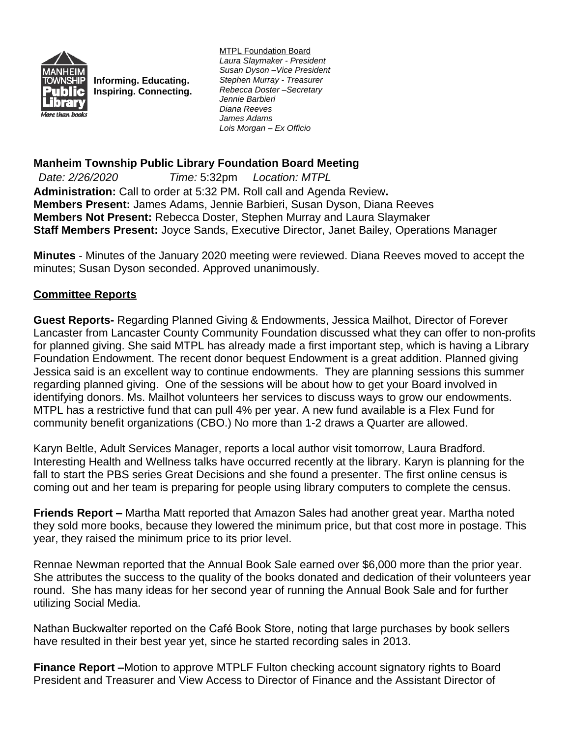Informing. Educating.
Inspiring. Connecting.

MTPL Foundation Board
*Laura Slaymaker - President*
*Susan Dyson –Vice President*
*Stephen Murray - Treasurer*
*Rebecca Doster –Secretary*
*Jennie Barbieri*
*Diana Reeves*
*James Adams*
*Lois Morgan – Ex Officio*

## Manheim Township Public Library Foundation Board Meeting

*Date: 2/26/2020* *Time:* 5:32pm *Location: MTPL*

**Administration:** Call to order at 5:32 PM**.** Roll call and Agenda Review**.**
**Members Present:** James Adams, Jennie Barbieri, Susan Dyson, Diana Reeves
**Members Not Present:** Rebecca Doster, Stephen Murray and Laura Slaymaker
**Staff Members Present:** Joyce Sands, Executive Director, Janet Bailey, Operations Manager

**Minutes** - Minutes of the January 2020 meeting were reviewed. Diana Reeves moved to accept the minutes; Susan Dyson seconded. Approved unanimously.

### Committee Reports

**Guest Reports-** Regarding Planned Giving & Endowments, Jessica Mailhot, Director of Forever Lancaster from Lancaster County Community Foundation discussed what they can offer to non-profits for planned giving. She said MTPL has already made a first important step, which is having a Library Foundation Endowment. The recent donor bequest Endowment is a great addition. Planned giving Jessica said is an excellent way to continue endowments. They are planning sessions this summer regarding planned giving. One of the sessions will be about how to get your Board involved in identifying donors. Ms. Mailhot volunteers her services to discuss ways to grow our endowments. MTPL has a restrictive fund that can pull 4% per year. A new fund available is a Flex Fund for community benefit organizations (CBO.) No more than 1-2 draws a Quarter are allowed.

Karyn Beltle, Adult Services Manager, reports a local author visit tomorrow, Laura Bradford. Interesting Health and Wellness talks have occurred recently at the library. Karyn is planning for the fall to start the PBS series Great Decisions and she found a presenter. The first online census is coming out and her team is preparing for people using library computers to complete the census.

**Friends Report –** Martha Matt reported that Amazon Sales had another great year. Martha noted they sold more books, because they lowered the minimum price, but that cost more in postage. This year, they raised the minimum price to its prior level.

Rennae Newman reported that the Annual Book Sale earned over $6,000 more than the prior year. She attributes the success to the quality of the books donated and dedication of their volunteers year round. She has many ideas for her second year of running the Annual Book Sale and for further utilizing Social Media.

Nathan Buckwalter reported on the Café Book Store, noting that large purchases by book sellers have resulted in their best year yet, since he started recording sales in 2013.

**Finance Report –**Motion to approve MTPLF Fulton checking account signatory rights to Board President and Treasurer and View Access to Director of Finance and the Assistant Director of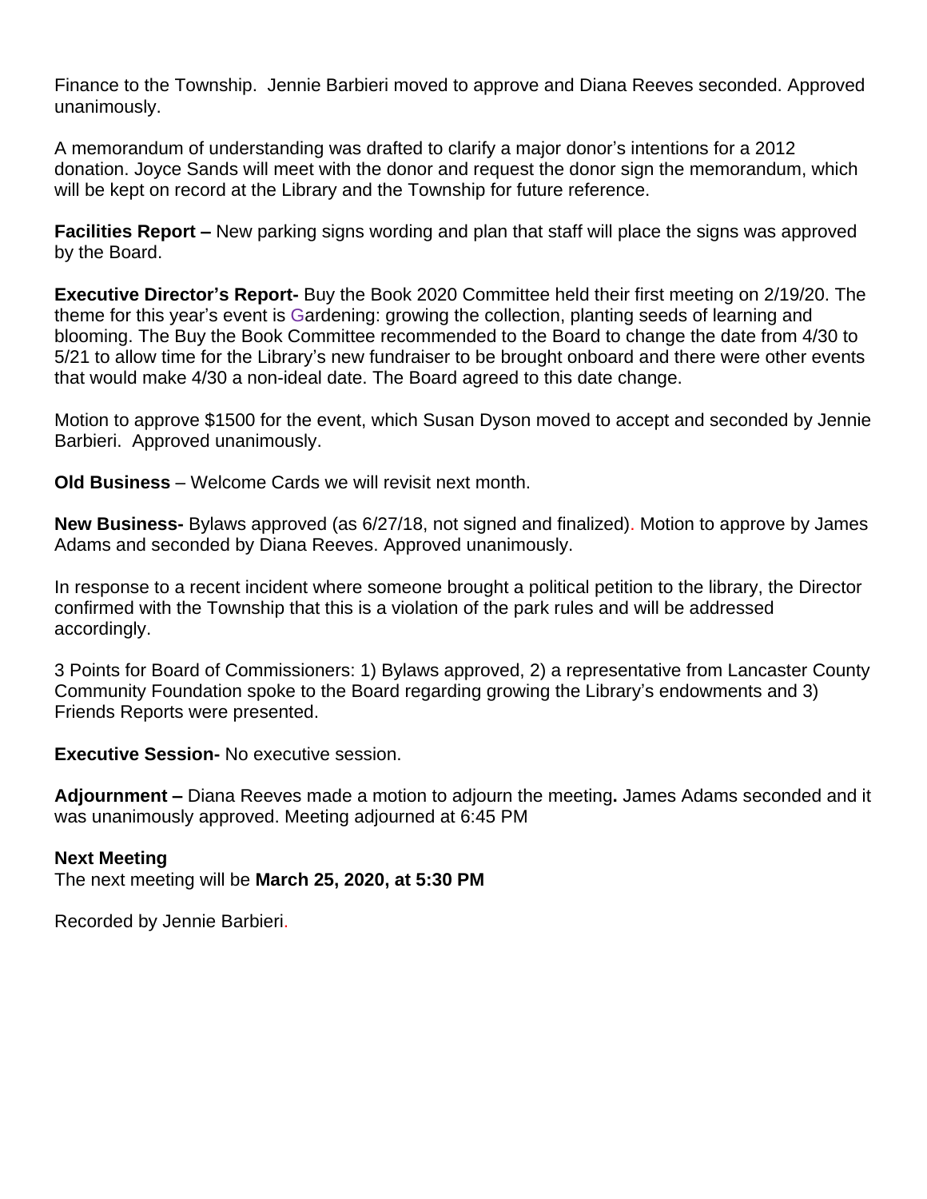Finance to the Township. Jennie Barbieri moved to approve and Diana Reeves seconded. Approved unanimously.

A memorandum of understanding was drafted to clarify a major donor's intentions for a 2012 donation. Joyce Sands will meet with the donor and request the donor sign the memorandum, which will be kept on record at the Library and the Township for future reference.

**Facilities Report –** New parking signs wording and plan that staff will place the signs was approved by the Board.

**Executive Director's Report-** Buy the Book 2020 Committee held their first meeting on 2/19/20. The theme for this year's event is Gardening: growing the collection, planting seeds of learning and blooming. The Buy the Book Committee recommended to the Board to change the date from 4/30 to 5/21 to allow time for the Library's new fundraiser to be brought onboard and there were other events that would make 4/30 a non-ideal date. The Board agreed to this date change.

Motion to approve $1500 for the event, which Susan Dyson moved to accept and seconded by Jennie Barbieri. Approved unanimously.

**Old Business** – Welcome Cards we will revisit next month.

**New Business-** Bylaws approved (as 6/27/18, not signed and finalized). Motion to approve by James Adams and seconded by Diana Reeves. Approved unanimously.

In response to a recent incident where someone brought a political petition to the library, the Director confirmed with the Township that this is a violation of the park rules and will be addressed accordingly.

3 Points for Board of Commissioners: 1) Bylaws approved, 2) a representative from Lancaster County Community Foundation spoke to the Board regarding growing the Library's endowments and 3) Friends Reports were presented.

**Executive Session-** No executive session.

**Adjournment –** Diana Reeves made a motion to adjourn the meeting**.** James Adams seconded and it was unanimously approved. Meeting adjourned at 6:45 PM

**Next Meeting**
The next meeting will be **March 25, 2020, at 5:30 PM**

Recorded by Jennie Barbieri.